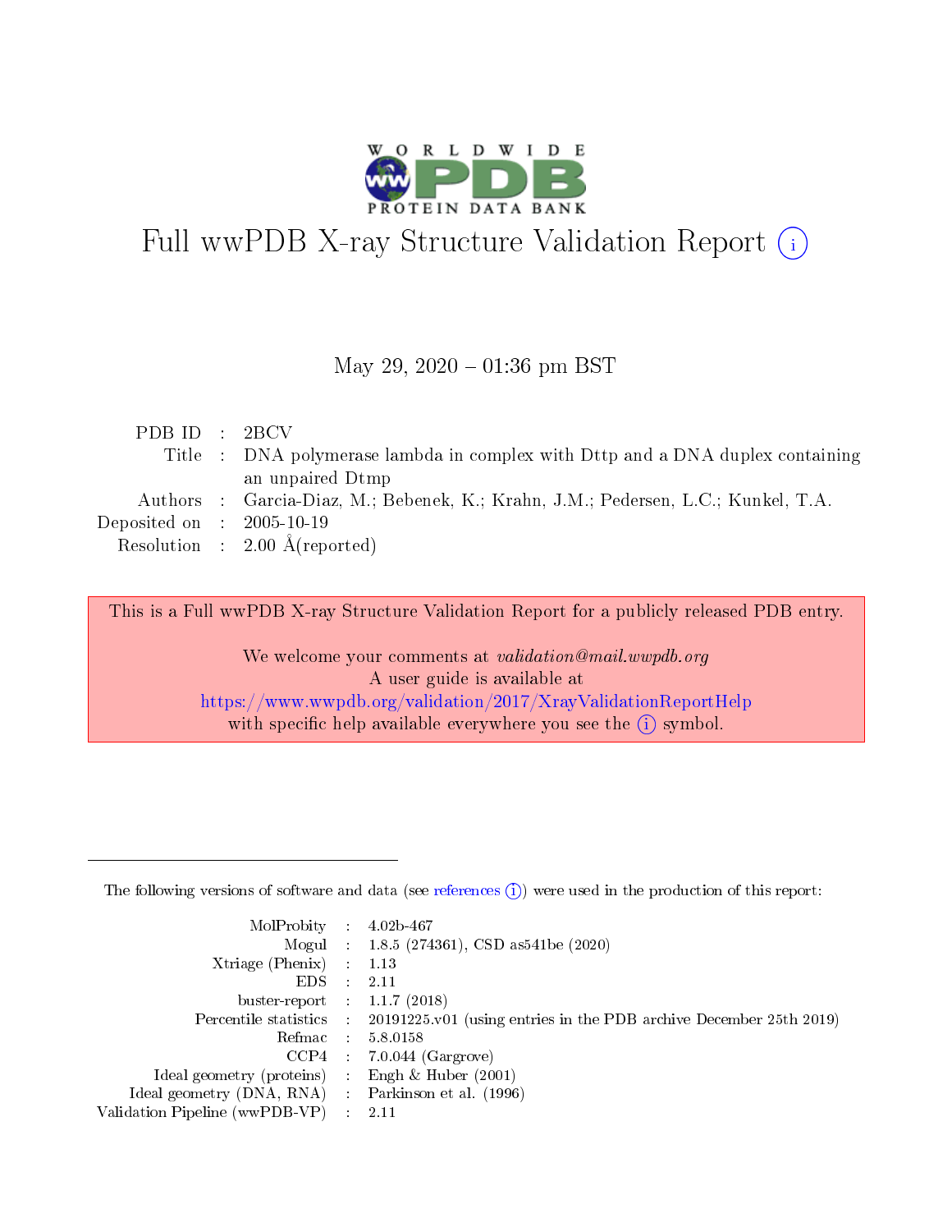# Full wwPDB X-ray Structure Validation Report (i)

May 29, 2020 – 01:36 pm BST

| | | |
|---|---|---|
| PDB ID | : | 2BCV |
| Title | : | DNA polymerase lambda in complex with Dttp and a DNA duplex containing an unpaired Dtmp |
| Authors | : | Garcia-Diaz, M.; Bebenek, K.; Krahn, J.M.; Pedersen, L.C.; Kunkel, T.A. |
| Deposited on | : | 2005-10-19 |
| Resolution | : | 2.00 Å(reported) |

This is a Full wwPDB X-ray Structure Validation Report for a publicly released PDB entry.

We welcome your comments at *validation@mail.wwpdb.org*
A user guide is available at
https://www.wwpdb.org/validation/2017/XrayValidationReportHelp
with specific help available everywhere you see the (i) symbol.

---

The following versions of software and data (see references (i)) were used in the production of this report:

| | | |
|---|---|---|
| MolProbity | : | 4.02b-467 |
| Mogul | : | 1.8.5 (274361), CSD as541be (2020) |
| Xtriage (Phenix) | : | 1.13 |
| EDS | : | 2.11 |
| buster-report | : | 1.1.7 (2018) |
| Percentile statistics | : | 20191225.v01 (using entries in the PDB archive December 25th 2019) |
| Refmac | : | 5.8.0158 |
| CCP4 | : | 7.0.044 (Gargrove) |
| Ideal geometry (proteins) | : | Engh & Huber (2001) |
| Ideal geometry (DNA, RNA) | : | Parkinson et al. (1996) |
| Validation Pipeline (wwPDB-VP) | : | 2.11 |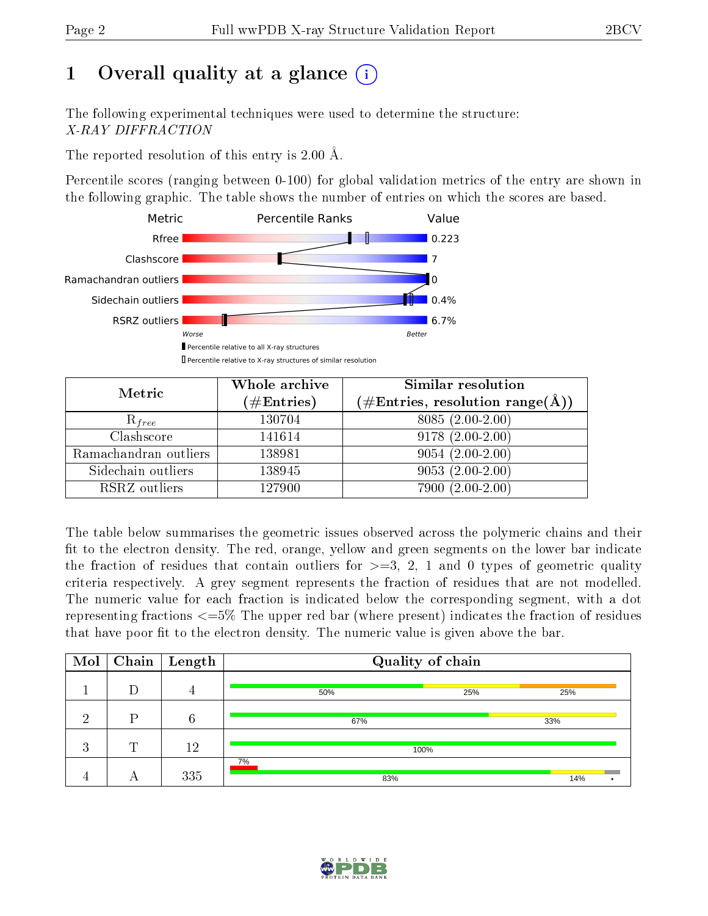# 1 Overall quality at a glance

The following experimental techniques were used to determine the structure:
*X-RAY DIFFRACTION*

The reported resolution of this entry is 2.00 Å.

Percentile scores (ranging between 0-100) for global validation metrics of the entry are shown in the following graphic. The table shows the number of entries on which the scores are based.

| Metric | Value |
|---|---|
| Rfree | 0.223 |
| Clashscore | 7 |
| Ramachandran outliers | 0 |
| Sidechain outliers | 0.4% |
| RSRZ outliers | 6.7% |

| Metric | Whole archive (#Entries) | Similar resolution (#Entries, resolution range(Å)) |
|---|---|---|
| $R_{free}$ | 130704 | 8085 (2.00-2.00) |
| Clashscore | 141614 | 9178 (2.00-2.00) |
| Ramachandran outliers | 138981 | 9054 (2.00-2.00) |
| Sidechain outliers | 138945 | 9053 (2.00-2.00) |
| RSRZ outliers | 127900 | 7900 (2.00-2.00) |

The table below summarises the geometric issues observed across the polymeric chains and their fit to the electron density. The red, orange, yellow and green segments on the lower bar indicate the fraction of residues that contain outliers for >=3, 2, 1 and 0 types of geometric quality criteria respectively. A grey segment represents the fraction of residues that are not modelled. The numeric value for each fraction is indicated below the corresponding segment, with a dot representing fractions <=5% The upper red bar (where present) indicates the fraction of residues that have poor fit to the electron density. The numeric value is given above the bar.

| Mol | Chain | Length | Quality of chain |
|---|---|---|---|
| 1 | D | 4 | 50% 25% 25% |
| 2 | P | 6 | 67% 33% |
| 3 | T | 12 | 100% |
| 4 | A | 335 | 7% / 83% 14% • |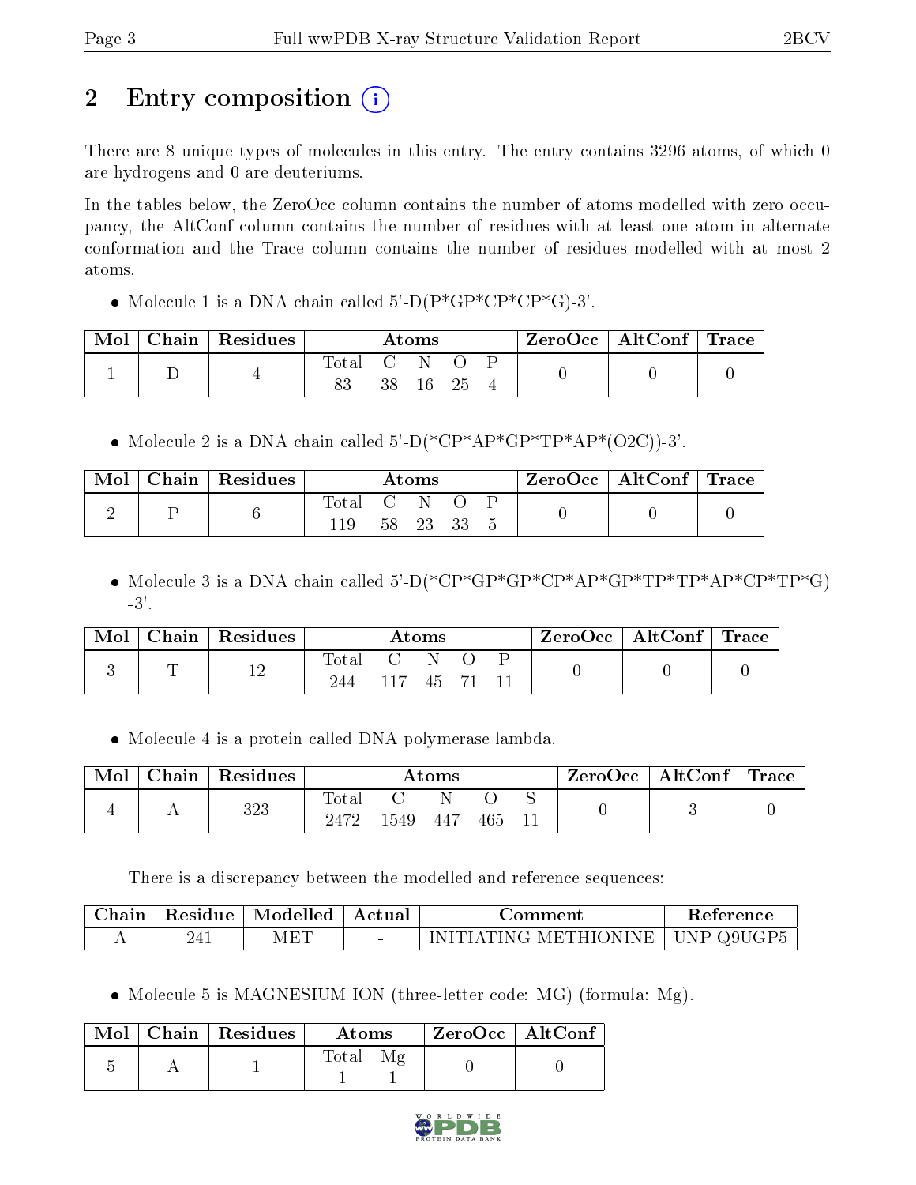# 2 Entry composition (i)

There are 8 unique types of molecules in this entry. The entry contains 3296 atoms, of which 0 are hydrogens and 0 are deuteriums.

In the tables below, the ZeroOcc column contains the number of atoms modelled with zero occupancy, the AltConf column contains the number of residues with at least one atom in alternate conformation and the Trace column contains the number of residues modelled with at most 2 atoms.

- Molecule 1 is a DNA chain called 5'-D(P*GP*CP*CP*G)-3'.

| Mol | Chain | Residues | Atoms | | | | | ZeroOcc | AltConf | Trace |
|---|---|---|---|---|---|---|---|---|---|---|
| | | | Total | C | N | O | P | | | |
| 1 | D | 4 | 83 | 38 | 16 | 25 | 4 | 0 | 0 | 0 |

- Molecule 2 is a DNA chain called 5'-D(*CP*AP*GP*TP*AP*(O2C))-3'.

| Mol | Chain | Residues | Atoms | | | | | ZeroOcc | AltConf | Trace |
|---|---|---|---|---|---|---|---|---|---|---|
| | | | Total | C | N | O | P | | | |
| 2 | P | 6 | 119 | 58 | 23 | 33 | 5 | 0 | 0 | 0 |

- Molecule 3 is a DNA chain called 5'-D(*CP*GP*GP*CP*AP*GP*TP*TP*AP*CP*TP*G) -3'.

| Mol | Chain | Residues | Atoms | | | | | ZeroOcc | AltConf | Trace |
|---|---|---|---|---|---|---|---|---|---|---|
| | | | Total | C | N | O | P | | | |
| 3 | T | 12 | 244 | 117 | 45 | 71 | 11 | 0 | 0 | 0 |

- Molecule 4 is a protein called DNA polymerase lambda.

| Mol | Chain | Residues | Atoms | | | | | ZeroOcc | AltConf | Trace |
|---|---|---|---|---|---|---|---|---|---|---|
| | | | Total | C | N | O | S | | | |
| 4 | A | 323 | 2472 | 1549 | 447 | 465 | 11 | 0 | 3 | 0 |

There is a discrepancy between the modelled and reference sequences:

| Chain | Residue | Modelled | Actual | Comment | Reference |
|---|---|---|---|---|---|
| A | 241 | MET | - | INITIATING METHIONINE | UNP Q9UGP5 |

- Molecule 5 is MAGNESIUM ION (three-letter code: MG) (formula: Mg).

| Mol | Chain | Residues | Atoms | | ZeroOcc | AltConf |
|---|---|---|---|---|---|---|
| | | | Total | Mg | | |
| 5 | A | 1 | 1 | 1 | 0 | 0 |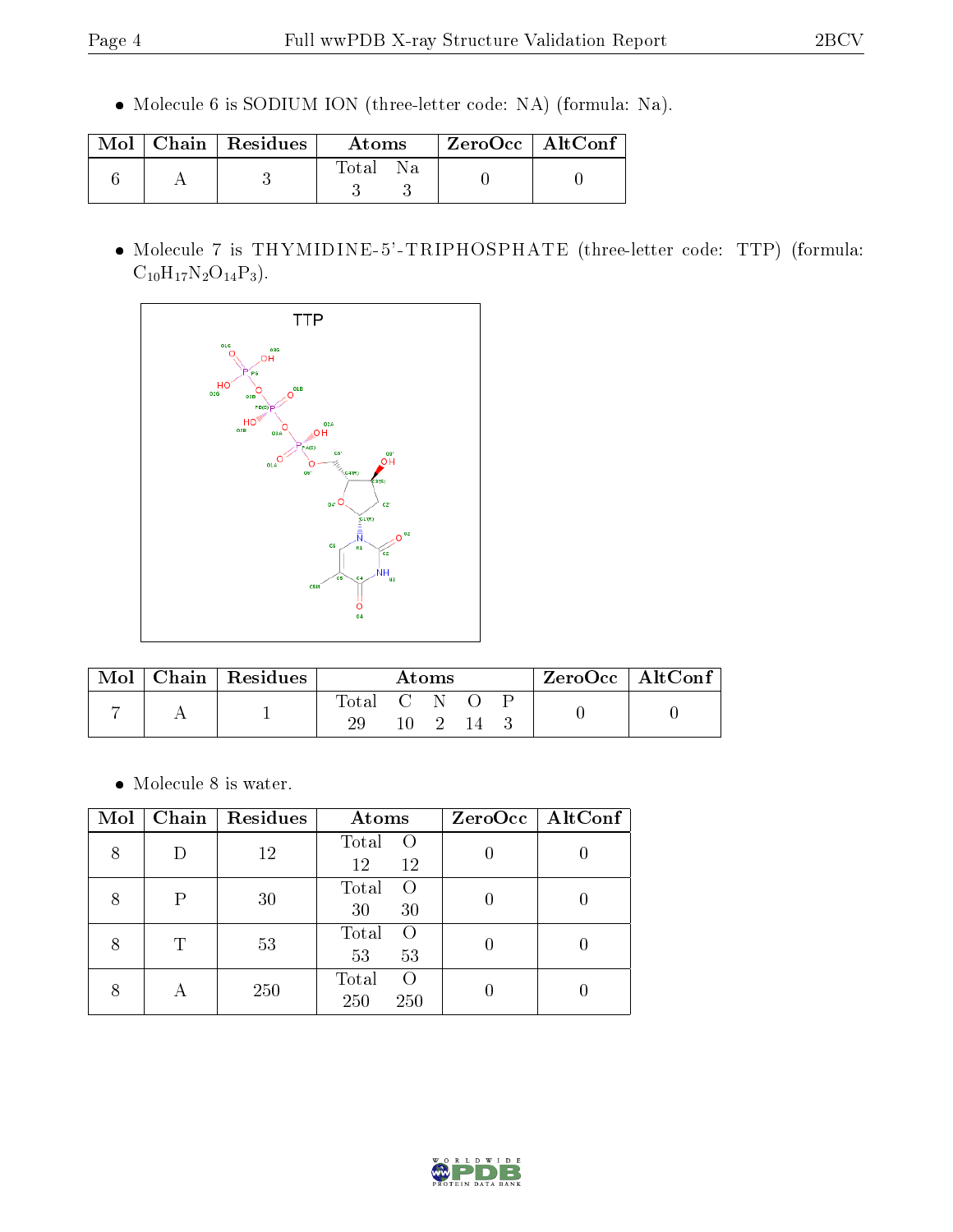- Molecule 6 is SODIUM ION (three-letter code: NA) (formula: Na).

| Mol | Chain | Residues | Atoms | | ZeroOcc | AltConf |
|---|---|---|---|---|---|---|
| 6 | A | 3 | Total | Na | 0 | 0 |
| | | | 3 | 3 | | |

- Molecule 7 is THYMIDINE-5'-TRIPHOSPHATE (three-letter code: TTP) (formula: $C_{10}H_{17}N_2O_{14}P_3$).

| Mol | Chain | Residues | Atoms | | | | | ZeroOcc | AltConf |
|---|---|---|---|---|---|---|---|---|---|
| 7 | A | 1 | Total | C | N | O | P | 0 | 0 |
| | | | 29 | 10 | 2 | 14 | 3 | | |

- Molecule 8 is water.

| Mol | Chain | Residues | Atoms | | ZeroOcc | AltConf |
|---|---|---|---|---|---|---|
| 8 | D | 12 | Total | O | 0 | 0 |
| | | | 12 | 12 | | |
| 8 | P | 30 | Total | O | 0 | 0 |
| | | | 30 | 30 | | |
| 8 | T | 53 | Total | O | 0 | 0 |
| | | | 53 | 53 | | |
| 8 | A | 250 | Total | O | 0 | 0 |
| | | | 250 | 250 | | |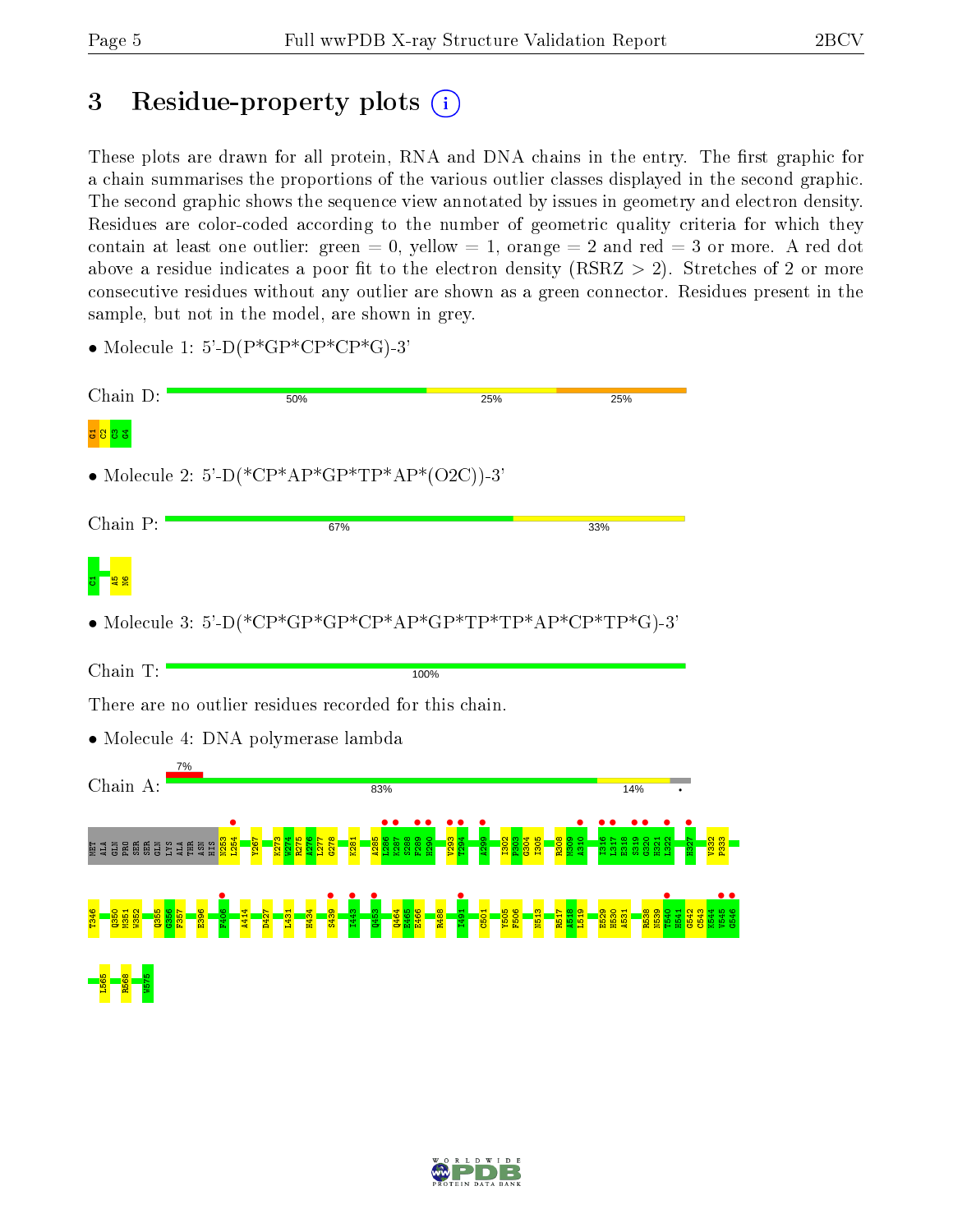# 3 Residue-property plots

These plots are drawn for all protein, RNA and DNA chains in the entry. The first graphic for a chain summarises the proportions of the various outlier classes displayed in the second graphic. The second graphic shows the sequence view annotated by issues in geometry and electron density. Residues are color-coded according to the number of geometric quality criteria for which they contain at least one outlier: green = 0, yellow = 1, orange = 2 and red = 3 or more. A red dot above a residue indicates a poor fit to the electron density (RSRZ > 2). Stretches of 2 or more consecutive residues without any outlier are shown as a green connector. Residues present in the sample, but not in the model, are shown in grey.

- Molecule 1: 5'-D(P*GP*CP*CP*G)-3'

Chain D: 50% | 25% | 25%

G1 C2 C3 G4

- Molecule 2: 5'-D(*CP*AP*GP*TP*AP*(O2C))-3'

Chain P: 67% | 33%

C1 A5 N6

- Molecule 3: 5'-D(*CP*GP*GP*CP*AP*GP*TP*TP*AP*CP*TP*G)-3'

Chain T: 100%

There are no outlier residues recorded for this chain.

- Molecule 4: DNA polymerase lambda

Chain A: 7% | 83% | 14% | •

MET ALA GLN PRO SER SER GLN LYS ALA THR ASN HIS N253 L254 Y267 K273 W274 R275 A276 L277 G278 K281 A285 L286 K287 S288 F289 H290 V293 T294 A299 I302 P303 G304 I305 R308 M309 A310 I316 L317 E318 S319 G320 H321 L322 H327 V332 P333 T346 Q350 M351 W352 Q355 G356 F357 E396 F406 A414 D427 L431 H434 S439 I443 Q453 Q464 E465 E466 R488 I491 C501 Y505 F506 N513 R517 A518 L519 E529 H530 A531 R538 N539 T540 H541 G542 C543 K544 V545 G546 L565 R568 W575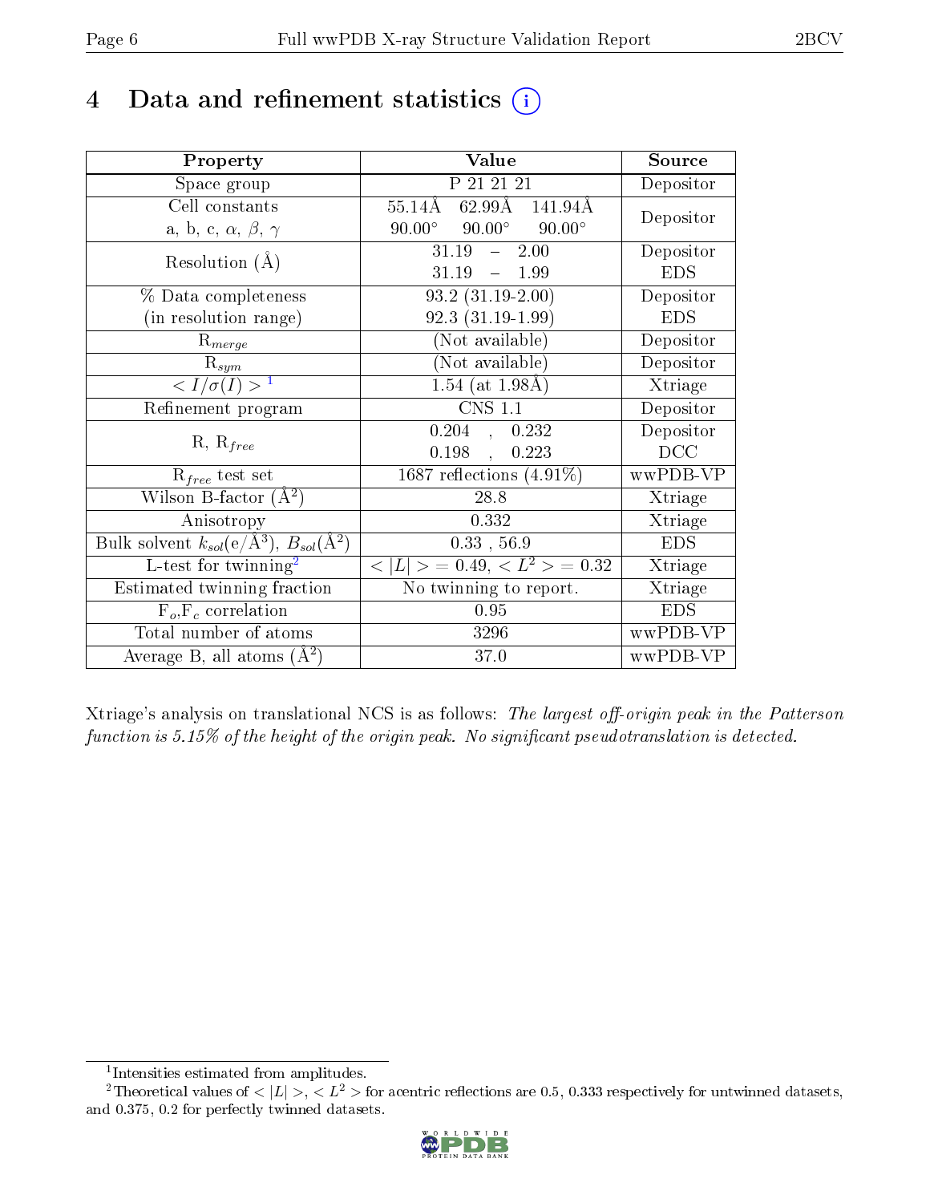# 4 Data and refinement statistics

| Property | Value | Source |
|---|---|---|
| Space group | P 21 21 21 | Depositor |
| Cell constants<br>a, b, c, $\alpha$, $\beta$, $\gamma$ | 55.14Å 62.99Å 141.94Å<br>90.00° 90.00° 90.00° | Depositor |
| Resolution (Å) | 31.19 – 2.00<br>31.19 – 1.99 | Depositor<br>EDS |
| % Data completeness<br>(in resolution range) | 93.2 (31.19-2.00)<br>92.3 (31.19-1.99) | Depositor<br>EDS |
| $R_{merge}$ | (Not available) | Depositor |
| $R_{sym}$ | (Not available) | Depositor |
| $< I/\sigma(I) >$ [1] | 1.54 (at 1.98Å) | Xtriage |
| Refinement program | CNS 1.1 | Depositor |
| R, $R_{free}$ | 0.204 , 0.232<br>0.198 , 0.223 | Depositor<br>DCC |
| $R_{free}$ test set | 1687 reflections (4.91%) | wwPDB-VP |
| Wilson B-factor (Å$^2$) | 28.8 | Xtriage |
| Anisotropy | 0.332 | Xtriage |
| Bulk solvent $k_{sol}$(e/Å$^3$), $B_{sol}$(Å$^2$) | 0.33 , 56.9 | EDS |
| L-test for twinning[2] | $< \|L\| >$ = 0.49, $< L^2 >$ = 0.32 | Xtriage |
| Estimated twinning fraction | No twinning to report. | Xtriage |
| $F_o$,$F_c$ correlation | 0.95 | EDS |
| Total number of atoms | 3296 | wwPDB-VP |
| Average B, all atoms (Å$^2$) | 37.0 | wwPDB-VP |

Xtriage's analysis on translational NCS is as follows: *The largest off-origin peak in the Patterson function is 5.15% of the height of the origin peak. No significant pseudotranslation is detected.*

[1] Intensities estimated from amplitudes.

[2] Theoretical values of $< |L| >$, $< L^2 >$ for acentric reflections are 0.5, 0.333 respectively for untwinned datasets, and 0.375, 0.2 for perfectly twinned datasets.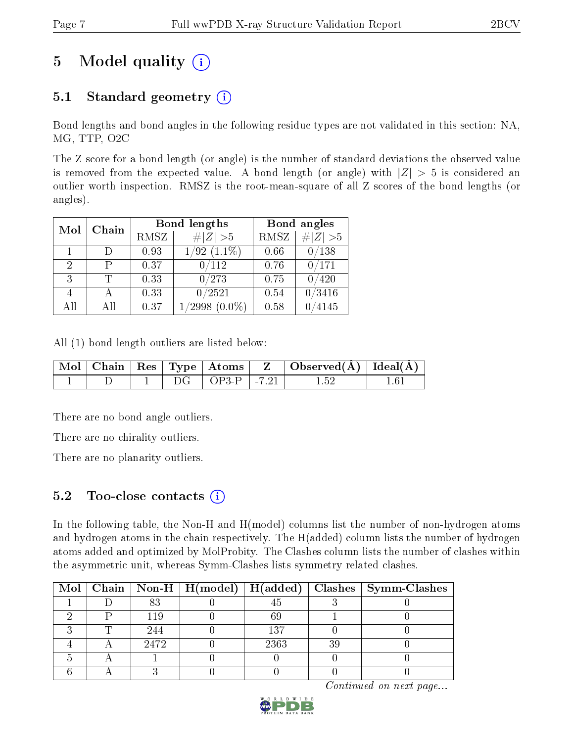# 5 Model quality

## 5.1 Standard geometry

Bond lengths and bond angles in the following residue types are not validated in this section: NA, MG, TTP, O2C

The Z score for a bond length (or angle) is the number of standard deviations the observed value is removed from the expected value. A bond length (or angle) with $|Z| > 5$ is considered an outlier worth inspection. RMSZ is the root-mean-square of all Z scores of the bond lengths (or angles).

| Mol | Chain | Bond lengths | | Bond angles | |
|---|---|---|---|---|---|
| | | RMSZ | #\|Z\| >5 | RMSZ | #\|Z\| >5 |
| 1 | D | 0.93 | 1/92 (1.1%) | 0.66 | 0/138 |
| 2 | P | 0.37 | 0/112 | 0.76 | 0/171 |
| 3 | T | 0.33 | 0/273 | 0.75 | 0/420 |
| 4 | A | 0.33 | 0/2521 | 0.54 | 0/3416 |
| All | All | 0.37 | 1/2998 (0.0%) | 0.58 | 0/4145 |

All (1) bond length outliers are listed below:

| Mol | Chain | Res | Type | Atoms | Z | Observed(Å) | Ideal(Å) |
|---|---|---|---|---|---|---|---|
| 1 | D | 1 | DG | OP3-P | -7.21 | 1.52 | 1.61 |

There are no bond angle outliers.

There are no chirality outliers.

There are no planarity outliers.

## 5.2 Too-close contacts

In the following table, the Non-H and H(model) columns list the number of non-hydrogen atoms and hydrogen atoms in the chain respectively. The H(added) column lists the number of hydrogen atoms added and optimized by MolProbity. The Clashes column lists the number of clashes within the asymmetric unit, whereas Symm-Clashes lists symmetry related clashes.

| Mol | Chain | Non-H | H(model) | H(added) | Clashes | Symm-Clashes |
|---|---|---|---|---|---|---|
| 1 | D | 83 | 0 | 45 | 3 | 0 |
| 2 | P | 119 | 0 | 69 | 1 | 0 |
| 3 | T | 244 | 0 | 137 | 0 | 0 |
| 4 | A | 2472 | 0 | 2363 | 39 | 0 |
| 5 | A | 1 | 0 | 0 | 0 | 0 |
| 6 | A | 3 | 0 | 0 | 0 | 0 |

*Continued on next page...*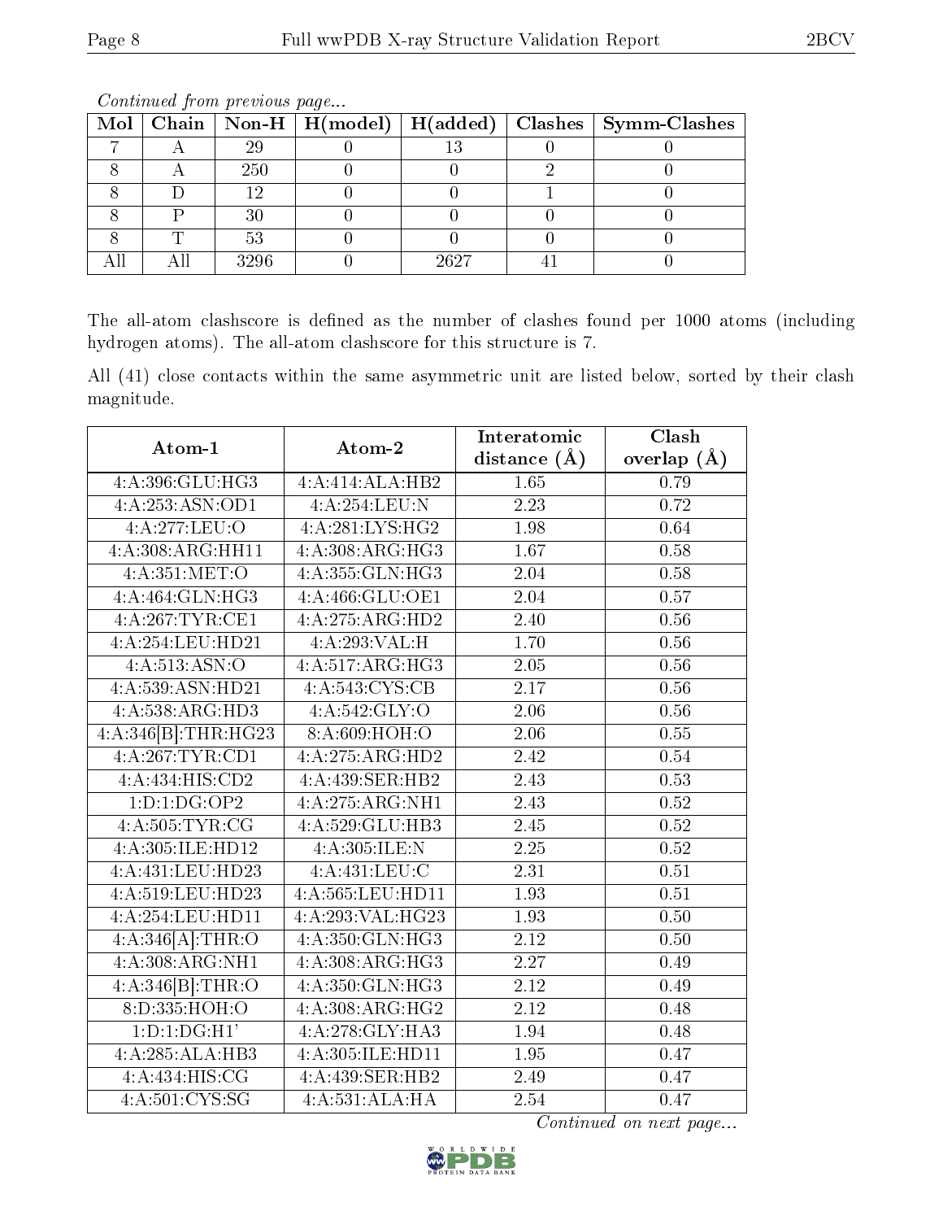*Continued from previous page...*

| Mol | Chain | Non-H | H(model) | H(added) | Clashes | Symm-Clashes |
|---|---|---|---|---|---|---|
| 7 | A | 29 | 0 | 13 | 0 | 0 |
| 8 | A | 250 | 0 | 0 | 2 | 0 |
| 8 | D | 12 | 0 | 0 | 1 | 0 |
| 8 | P | 30 | 0 | 0 | 0 | 0 |
| 8 | T | 53 | 0 | 0 | 0 | 0 |
| All | All | 3296 | 0 | 2627 | 41 | 0 |

The all-atom clashscore is defined as the number of clashes found per 1000 atoms (including hydrogen atoms). The all-atom clashscore for this structure is 7.

All (41) close contacts within the same asymmetric unit are listed below, sorted by their clash magnitude.

| Atom-1 | Atom-2 | Interatomic distance (Å) | Clash overlap (Å) |
|---|---|---|---|
| 4:A:396:GLU:HG3 | 4:A:414:ALA:HB2 | 1.65 | 0.79 |
| 4:A:253:ASN:OD1 | 4:A:254:LEU:N | 2.23 | 0.72 |
| 4:A:277:LEU:O | 4:A:281:LYS:HG2 | 1.98 | 0.64 |
| 4:A:308:ARG:HH11 | 4:A:308:ARG:HG3 | 1.67 | 0.58 |
| 4:A:351:MET:O | 4:A:355:GLN:HG3 | 2.04 | 0.58 |
| 4:A:464:GLN:HG3 | 4:A:466:GLU:OE1 | 2.04 | 0.57 |
| 4:A:267:TYR:CE1 | 4:A:275:ARG:HD2 | 2.40 | 0.56 |
| 4:A:254:LEU:HD21 | 4:A:293:VAL:H | 1.70 | 0.56 |
| 4:A:513:ASN:O | 4:A:517:ARG:HG3 | 2.05 | 0.56 |
| 4:A:539:ASN:HD21 | 4:A:543:CYS:CB | 2.17 | 0.56 |
| 4:A:538:ARG:HD3 | 4:A:542:GLY:O | 2.06 | 0.56 |
| 4:A:346[B]:THR:HG23 | 8:A:609:HOH:O | 2.06 | 0.55 |
| 4:A:267:TYR:CD1 | 4:A:275:ARG:HD2 | 2.42 | 0.54 |
| 4:A:434:HIS:CD2 | 4:A:439:SER:HB2 | 2.43 | 0.53 |
| 1:D:1:DG:OP2 | 4:A:275:ARG:NH1 | 2.43 | 0.52 |
| 4:A:505:TYR:CG | 4:A:529:GLU:HB3 | 2.45 | 0.52 |
| 4:A:305:ILE:HD12 | 4:A:305:ILE:N | 2.25 | 0.52 |
| 4:A:431:LEU:HD23 | 4:A:431:LEU:C | 2.31 | 0.51 |
| 4:A:519:LEU:HD23 | 4:A:565:LEU:HD11 | 1.93 | 0.51 |
| 4:A:254:LEU:HD11 | 4:A:293:VAL:HG23 | 1.93 | 0.50 |
| 4:A:346[A]:THR:O | 4:A:350:GLN:HG3 | 2.12 | 0.50 |
| 4:A:308:ARG:NH1 | 4:A:308:ARG:HG3 | 2.27 | 0.49 |
| 4:A:346[B]:THR:O | 4:A:350:GLN:HG3 | 2.12 | 0.49 |
| 8:D:335:HOH:O | 4:A:308:ARG:HG2 | 2.12 | 0.48 |
| 1:D:1:DG:H1' | 4:A:278:GLY:HA3 | 1.94 | 0.48 |
| 4:A:285:ALA:HB3 | 4:A:305:ILE:HD11 | 1.95 | 0.47 |
| 4:A:434:HIS:CG | 4:A:439:SER:HB2 | 2.49 | 0.47 |
| 4:A:501:CYS:SG | 4:A:531:ALA:HA | 2.54 | 0.47 |

*Continued on next page...*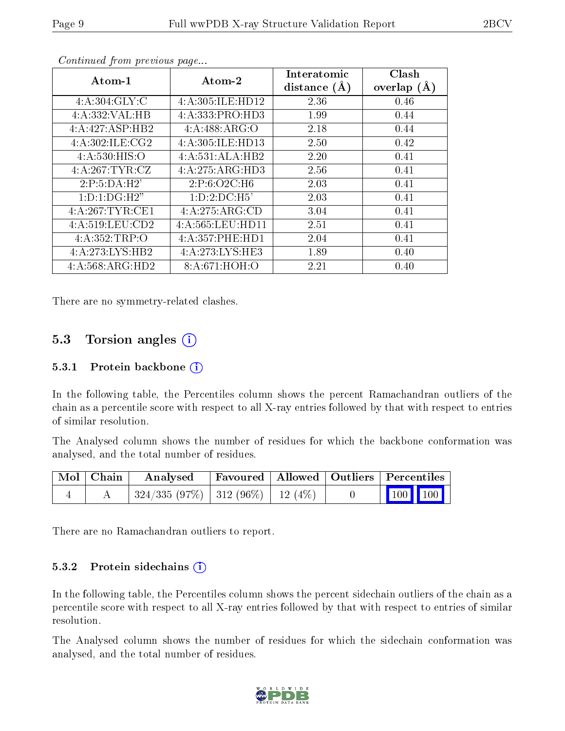*Continued from previous page...*

| Atom-1 | Atom-2 | Interatomic distance (Å) | Clash overlap (Å) |
|---|---|---|---|
| 4:A:304:GLY:C | 4:A:305:ILE:HD12 | 2.36 | 0.46 |
| 4:A:332:VAL:HB | 4:A:333:PRO:HD3 | 1.99 | 0.44 |
| 4:A:427:ASP:HB2 | 4:A:488:ARG:O | 2.18 | 0.44 |
| 4:A:302:ILE:CG2 | 4:A:305:ILE:HD13 | 2.50 | 0.42 |
| 4:A:530:HIS:O | 4:A:531:ALA:HB2 | 2.20 | 0.41 |
| 4:A:267:TYR:CZ | 4:A:275:ARG:HD3 | 2.56 | 0.41 |
| 2:P:5:DA:H2' | 2:P:6:O2C:H6 | 2.03 | 0.41 |
| 1:D:1:DG:H2" | 1:D:2:DC:H5' | 2.03 | 0.41 |
| 4:A:267:TYR:CE1 | 4:A:275:ARG:CD | 3.04 | 0.41 |
| 4:A:519:LEU:CD2 | 4:A:565:LEU:HD11 | 2.51 | 0.41 |
| 4:A:352:TRP:O | 4:A:357:PHE:HD1 | 2.04 | 0.41 |
| 4:A:273:LYS:HB2 | 4:A:273:LYS:HE3 | 1.89 | 0.40 |
| 4:A:568:ARG:HD2 | 8:A:671:HOH:O | 2.21 | 0.40 |

There are no symmetry-related clashes.

## 5.3 Torsion angles

### 5.3.1 Protein backbone

In the following table, the Percentiles column shows the percent Ramachandran outliers of the chain as a percentile score with respect to all X-ray entries followed by that with respect to entries of similar resolution.

The Analysed column shows the number of residues for which the backbone conformation was analysed, and the total number of residues.

| Mol | Chain | Analysed | Favoured | Allowed | Outliers | Percentiles | |
|---|---|---|---|---|---|---|---|
| 4 | A | 324/335 (97%) | 312 (96%) | 12 (4%) | 0 | 100 | 100 |

There are no Ramachandran outliers to report.

### 5.3.2 Protein sidechains

In the following table, the Percentiles column shows the percent sidechain outliers of the chain as a percentile score with respect to all X-ray entries followed by that with respect to entries of similar resolution.

The Analysed column shows the number of residues for which the sidechain conformation was analysed, and the total number of residues.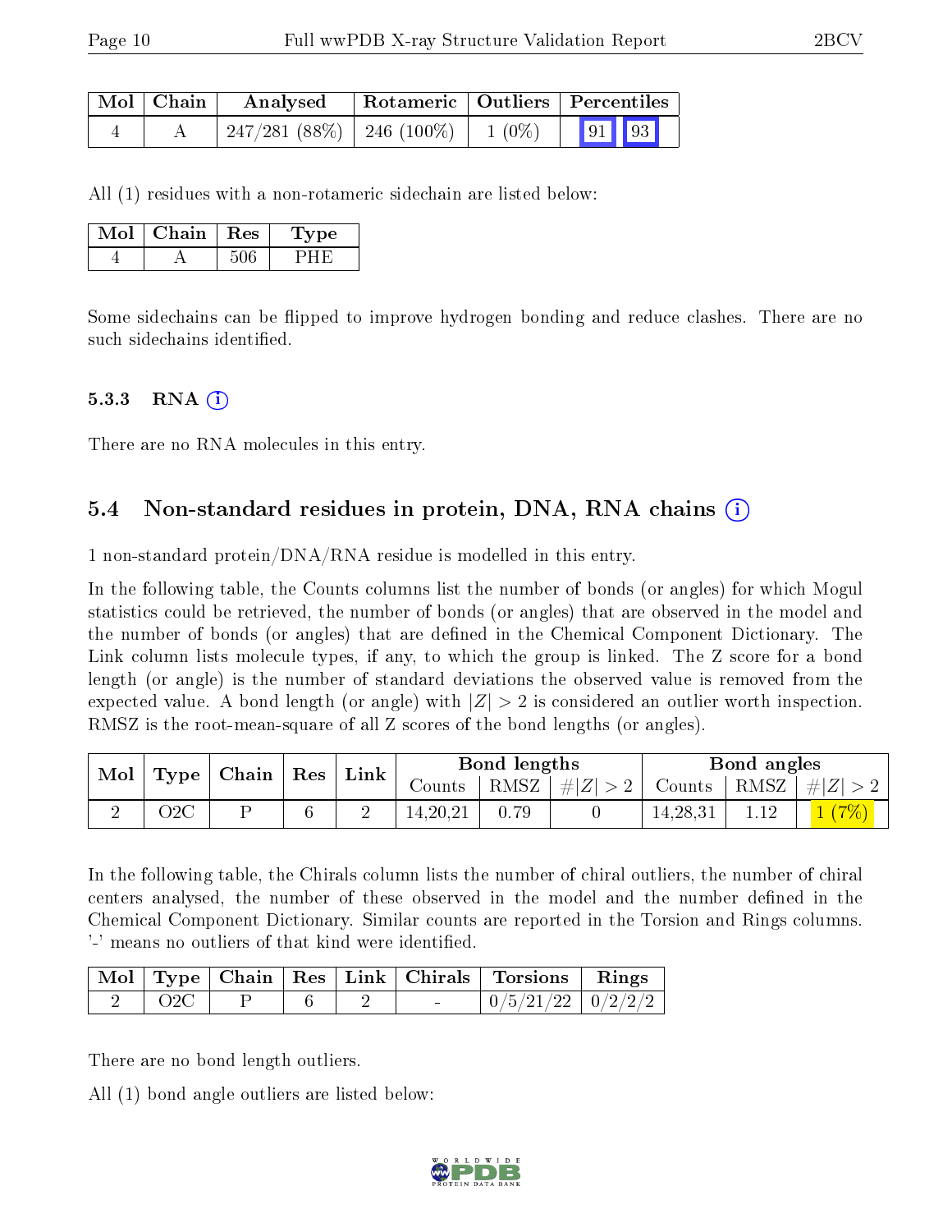| Mol | Chain | Analysed | Rotameric | Outliers | Percentiles |
|---|---|---|---|---|---|
| 4 | A | 247/281 (88%) | 246 (100%) | 1 (0%) | 91 93 |

All (1) residues with a non-rotameric sidechain are listed below:

| Mol | Chain | Res | Type |
|---|---|---|---|
| 4 | A | 506 | PHE |

Some sidechains can be flipped to improve hydrogen bonding and reduce clashes. There are no such sidechains identified.

### 5.3.3 RNA (i)

There are no RNA molecules in this entry.

## 5.4 Non-standard residues in protein, DNA, RNA chains (i)

1 non-standard protein/DNA/RNA residue is modelled in this entry.

In the following table, the Counts columns list the number of bonds (or angles) for which Mogul statistics could be retrieved, the number of bonds (or angles) that are observed in the model and the number of bonds (or angles) that are defined in the Chemical Component Dictionary. The Link column lists molecule types, if any, to which the group is linked. The Z score for a bond length (or angle) is the number of standard deviations the observed value is removed from the expected value. A bond length (or angle) with $|Z| > 2$ is considered an outlier worth inspection. RMSZ is the root-mean-square of all Z scores of the bond lengths (or angles).

| Mol | Type | Chain | Res | Link | Bond lengths | | | Bond angles | | |
|---|---|---|---|---|---|---|---|---|---|---|
| | | | | | Counts | RMSZ | $\#\|Z\| > 2$ | Counts | RMSZ | $\#\|Z\| > 2$ |
| 2 | O2C | P | 6 | 2 | 14,20,21 | 0.79 | 0 | 14,28,31 | 1.12 | 1 (7%) |

In the following table, the Chirals column lists the number of chiral outliers, the number of chiral centers analysed, the number of these observed in the model and the number defined in the Chemical Component Dictionary. Similar counts are reported in the Torsion and Rings columns. '-' means no outliers of that kind were identified.

| Mol | Type | Chain | Res | Link | Chirals | Torsions | Rings |
|---|---|---|---|---|---|---|---|
| 2 | O2C | P | 6 | 2 | - | 0/5/21/22 | 0/2/2/2 |

There are no bond length outliers.

All (1) bond angle outliers are listed below: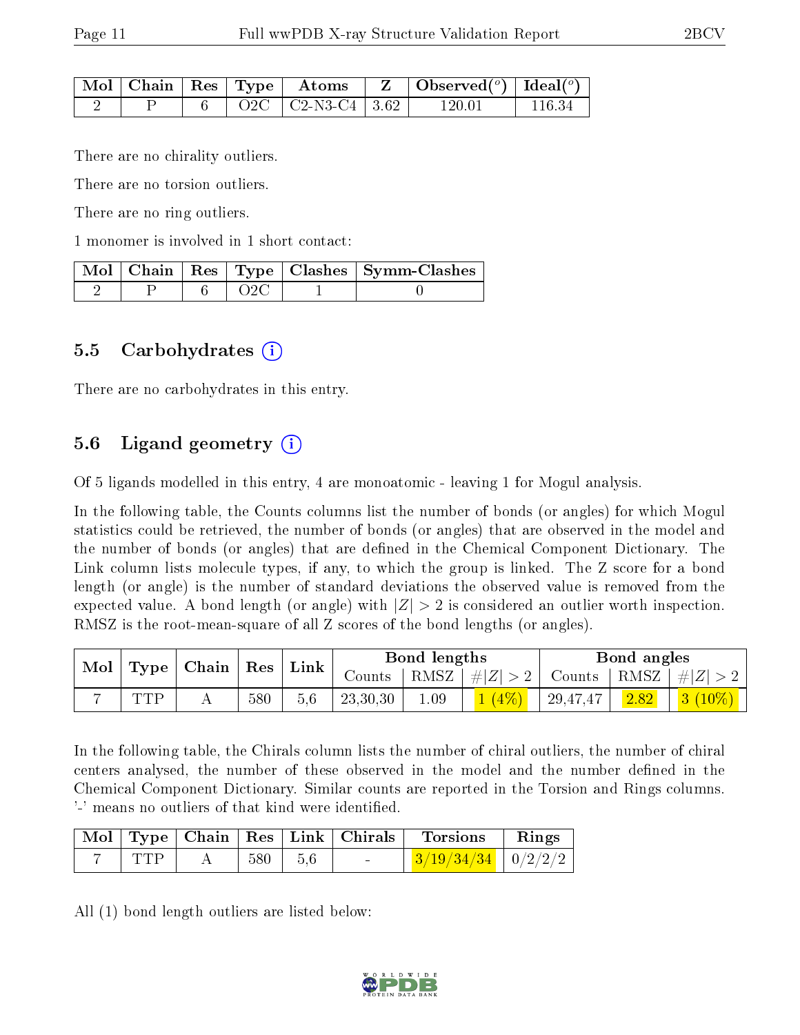| Mol | Chain | Res | Type | Atoms | Z | Observed(°) | Ideal(°) |
|---|---|---|---|---|---|---|---|
| 2 | P | 6 | O2C | C2-N3-C4 | 3.62 | 120.01 | 116.34 |

There are no chirality outliers.

There are no torsion outliers.

There are no ring outliers.

1 monomer is involved in 1 short contact:

| Mol | Chain | Res | Type | Clashes | Symm-Clashes |
|---|---|---|---|---|---|
| 2 | P | 6 | O2C | 1 | 0 |

## 5.5 Carbohydrates

There are no carbohydrates in this entry.

## 5.6 Ligand geometry

Of 5 ligands modelled in this entry, 4 are monoatomic - leaving 1 for Mogul analysis.

In the following table, the Counts columns list the number of bonds (or angles) for which Mogul statistics could be retrieved, the number of bonds (or angles) that are observed in the model and the number of bonds (or angles) that are defined in the Chemical Component Dictionary. The Link column lists molecule types, if any, to which the group is linked. The Z score for a bond length (or angle) is the number of standard deviations the observed value is removed from the expected value. A bond length (or angle) with $|Z| > 2$ is considered an outlier worth inspection. RMSZ is the root-mean-square of all Z scores of the bond lengths (or angles).

| Mol | Type | Chain | Res | Link | Bond lengths | | | Bond angles | | |
|---|---|---|---|---|---|---|---|---|---|---|
| | | | | | Counts | RMSZ | $\#\|Z\| > 2$ | Counts | RMSZ | $\#\|Z\| > 2$ |
| 7 | TTP | A | 580 | 5,6 | 23,30,30 | 1.09 | 1 (4%) | 29,47,47 | 2.82 | 3 (10%) |

In the following table, the Chirals column lists the number of chiral outliers, the number of chiral centers analysed, the number of these observed in the model and the number defined in the Chemical Component Dictionary. Similar counts are reported in the Torsion and Rings columns. '-' means no outliers of that kind were identified.

| Mol | Type | Chain | Res | Link | Chirals | Torsions | Rings |
|---|---|---|---|---|---|---|---|
| 7 | TTP | A | 580 | 5,6 | - | 3/19/34/34 | 0/2/2/2 |

All (1) bond length outliers are listed below: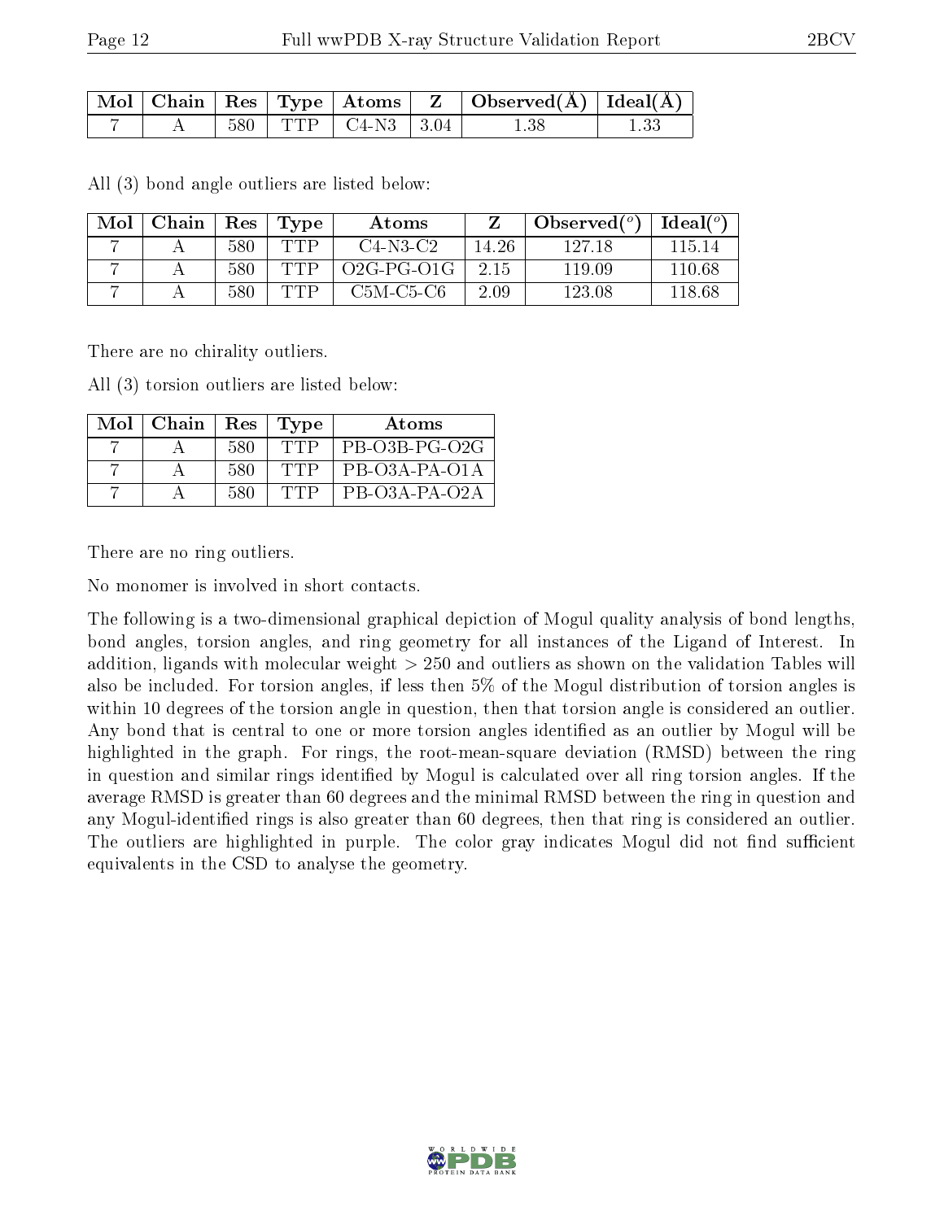| Mol | Chain | Res | Type | Atoms | Z | Observed(Å) | Ideal(Å) |
|---|---|---|---|---|---|---|---|
| 7 | A | 580 | TTP | C4-N3 | 3.04 | 1.38 | 1.33 |

All (3) bond angle outliers are listed below:

| Mol | Chain | Res | Type | Atoms | Z | Observed(°) | Ideal(°) |
|---|---|---|---|---|---|---|---|
| 7 | A | 580 | TTP | C4-N3-C2 | 14.26 | 127.18 | 115.14 |
| 7 | A | 580 | TTP | O2G-PG-O1G | 2.15 | 119.09 | 110.68 |
| 7 | A | 580 | TTP | C5M-C5-C6 | 2.09 | 123.08 | 118.68 |

There are no chirality outliers.

All (3) torsion outliers are listed below:

| Mol | Chain | Res | Type | Atoms |
|---|---|---|---|---|
| 7 | A | 580 | TTP | PB-O3B-PG-O2G |
| 7 | A | 580 | TTP | PB-O3A-PA-O1A |
| 7 | A | 580 | TTP | PB-O3A-PA-O2A |

There are no ring outliers.

No monomer is involved in short contacts.

The following is a two-dimensional graphical depiction of Mogul quality analysis of bond lengths, bond angles, torsion angles, and ring geometry for all instances of the Ligand of Interest. In addition, ligands with molecular weight > 250 and outliers as shown on the validation Tables will also be included. For torsion angles, if less then 5% of the Mogul distribution of torsion angles is within 10 degrees of the torsion angle in question, then that torsion angle is considered an outlier. Any bond that is central to one or more torsion angles identified as an outlier by Mogul will be highlighted in the graph. For rings, the root-mean-square deviation (RMSD) between the ring in question and similar rings identified by Mogul is calculated over all ring torsion angles. If the average RMSD is greater than 60 degrees and the minimal RMSD between the ring in question and any Mogul-identified rings is also greater than 60 degrees, then that ring is considered an outlier. The outliers are highlighted in purple. The color gray indicates Mogul did not find sufficient equivalents in the CSD to analyse the geometry.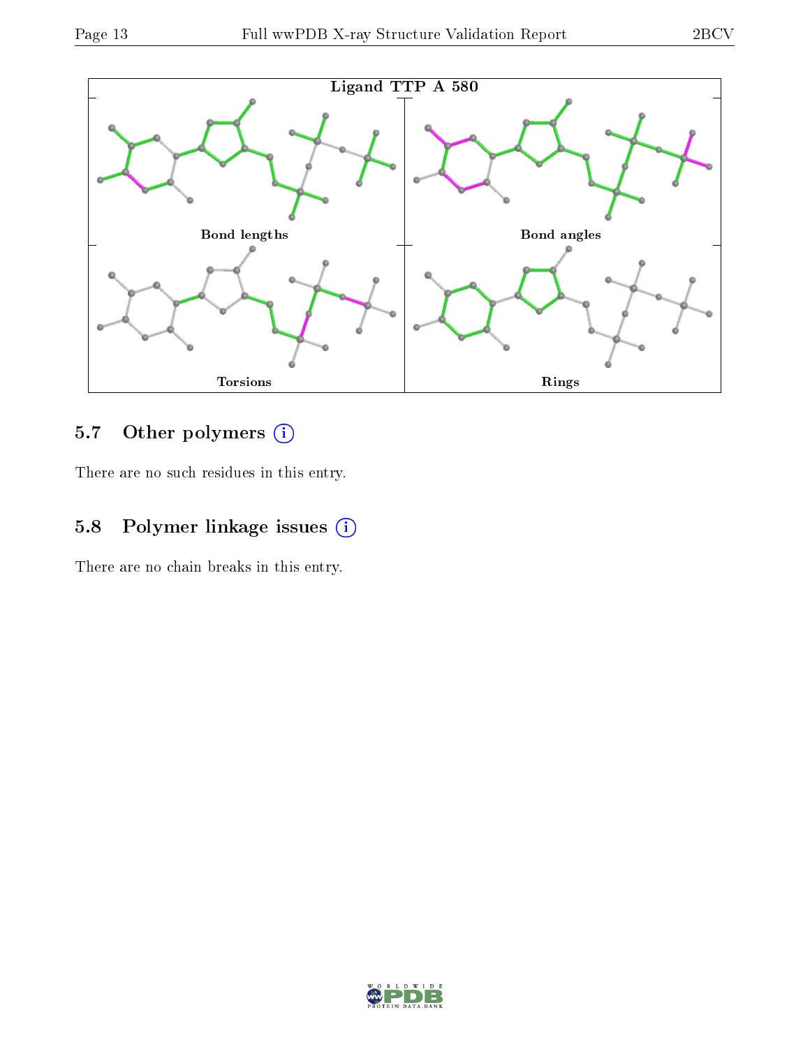Ligand TTP A 580

Bond lengths

Bond angles

Torsions

Rings

### 5.7 Other polymers

There are no such residues in this entry.

### 5.8 Polymer linkage issues

There are no chain breaks in this entry.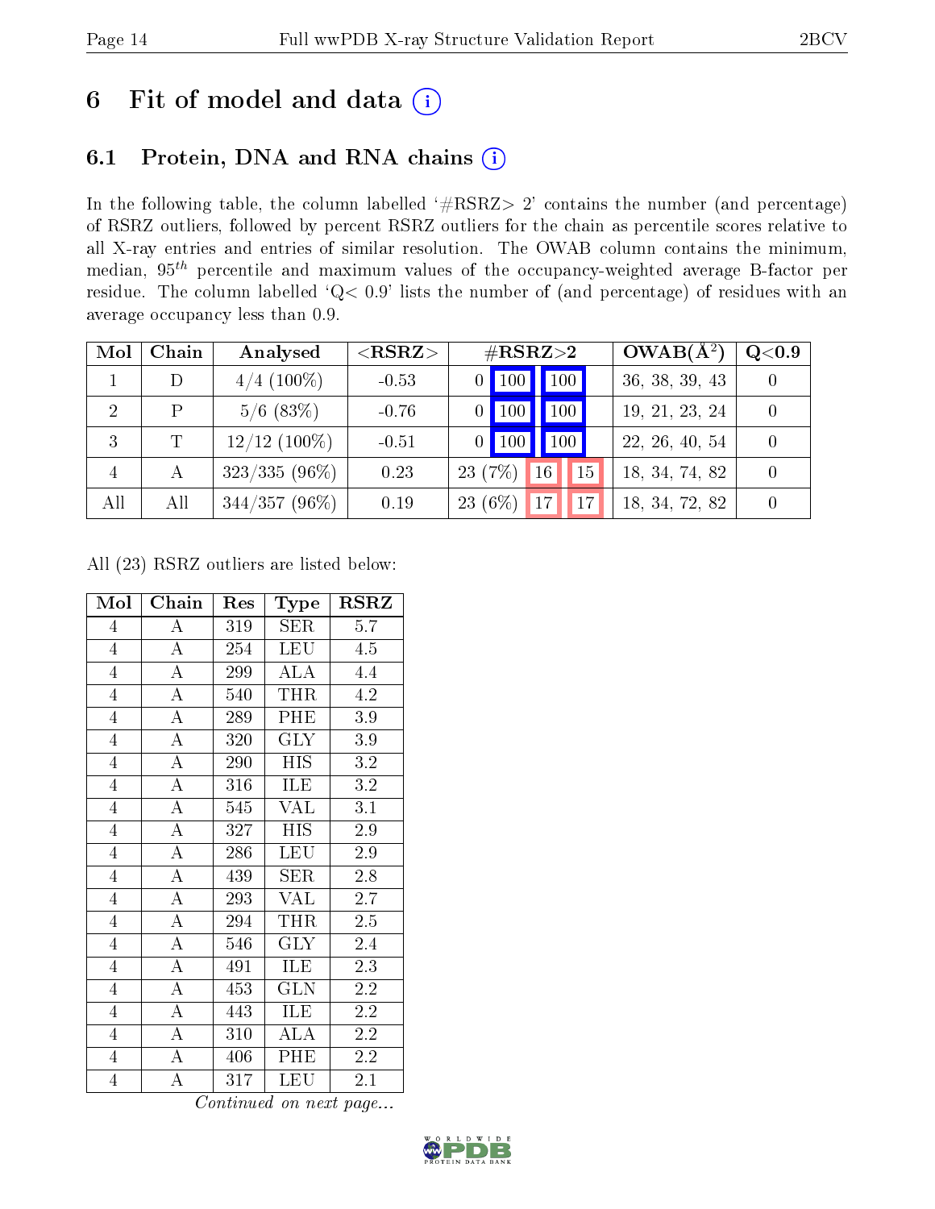# 6 Fit of model and data

## 6.1 Protein, DNA and RNA chains

In the following table, the column labelled '#RSRZ> 2' contains the number (and percentage) of RSRZ outliers, followed by percent RSRZ outliers for the chain as percentile scores relative to all X-ray entries and entries of similar resolution. The OWAB column contains the minimum, median, $95^{th}$ percentile and maximum values of the occupancy-weighted average B-factor per residue. The column labelled 'Q< 0.9' lists the number of (and percentage) of residues with an average occupancy less than 0.9.

| Mol | Chain | Analysed | <RSRZ> | #RSRZ>2 | | | OWAB(Å$^2$) | Q<0.9 |
|---|---|---|---|---|---|---|---|---|
| 1 | D | 4/4 (100%) | -0.53 | 0 | 100 | 100 | 36, 38, 39, 43 | 0 |
| 2 | P | 5/6 (83%) | -0.76 | 0 | 100 | 100 | 19, 21, 23, 24 | 0 |
| 3 | T | 12/12 (100%) | -0.51 | 0 | 100 | 100 | 22, 26, 40, 54 | 0 |
| 4 | A | 323/335 (96%) | 0.23 | 23 (7%) | 16 | 15 | 18, 34, 74, 82 | 0 |
| All | All | 344/357 (96%) | 0.19 | 23 (6%) | 17 | 17 | 18, 34, 72, 82 | 0 |

All (23) RSRZ outliers are listed below:

| Mol | Chain | Res | Type | RSRZ |
|---|---|---|---|---|
| 4 | A | 319 | SER | 5.7 |
| 4 | A | 254 | LEU | 4.5 |
| 4 | A | 299 | ALA | 4.4 |
| 4 | A | 540 | THR | 4.2 |
| 4 | A | 289 | PHE | 3.9 |
| 4 | A | 320 | GLY | 3.9 |
| 4 | A | 290 | HIS | 3.2 |
| 4 | A | 316 | ILE | 3.2 |
| 4 | A | 545 | VAL | 3.1 |
| 4 | A | 327 | HIS | 2.9 |
| 4 | A | 286 | LEU | 2.9 |
| 4 | A | 439 | SER | 2.8 |
| 4 | A | 293 | VAL | 2.7 |
| 4 | A | 294 | THR | 2.5 |
| 4 | A | 546 | GLY | 2.4 |
| 4 | A | 491 | ILE | 2.3 |
| 4 | A | 453 | GLN | 2.2 |
| 4 | A | 443 | ILE | 2.2 |
| 4 | A | 310 | ALA | 2.2 |
| 4 | A | 406 | PHE | 2.2 |
| 4 | A | 317 | LEU | 2.1 |

*Continued on next page...*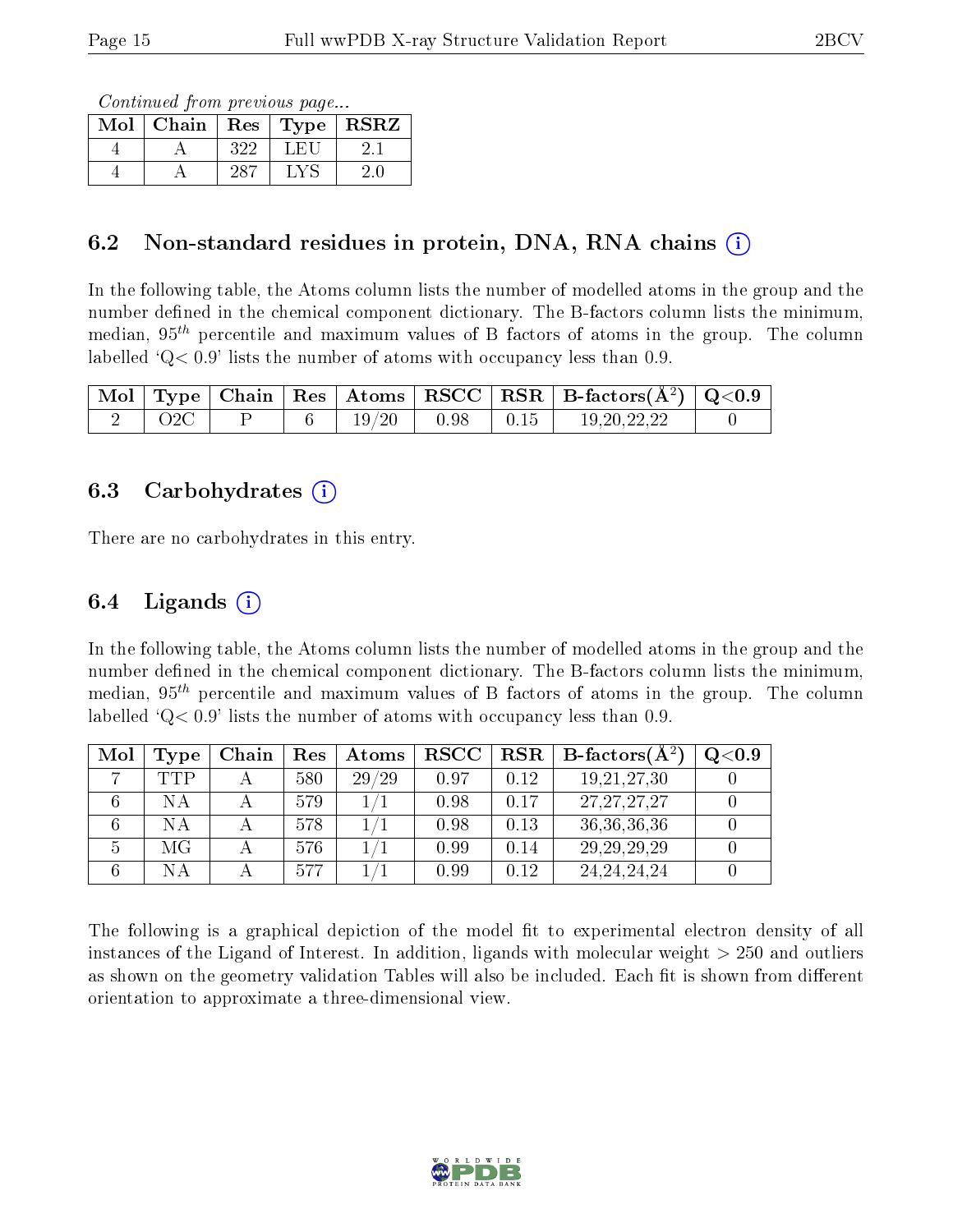*Continued from previous page...*

| Mol | Chain | Res | Type | RSRZ |
|---|---|---|---|---|
| 4 | A | 322 | LEU | 2.1 |
| 4 | A | 287 | LYS | 2.0 |

## 6.2 Non-standard residues in protein, DNA, RNA chains ⓘ

In the following table, the Atoms column lists the number of modelled atoms in the group and the number defined in the chemical component dictionary. The B-factors column lists the minimum, median, $95^{th}$ percentile and maximum values of B factors of atoms in the group. The column labelled 'Q< 0.9' lists the number of atoms with occupancy less than 0.9.

| Mol | Type | Chain | Res | Atoms | RSCC | RSR | B-factors(Å$^2$) | Q<0.9 |
|---|---|---|---|---|---|---|---|---|
| 2 | O2C | P | 6 | 19/20 | 0.98 | 0.15 | 19,20,22,22 | 0 |

## 6.3 Carbohydrates ⓘ

There are no carbohydrates in this entry.

## 6.4 Ligands ⓘ

In the following table, the Atoms column lists the number of modelled atoms in the group and the number defined in the chemical component dictionary. The B-factors column lists the minimum, median, $95^{th}$ percentile and maximum values of B factors of atoms in the group. The column labelled 'Q< 0.9' lists the number of atoms with occupancy less than 0.9.

| Mol | Type | Chain | Res | Atoms | RSCC | RSR | B-factors(Å$^2$) | Q<0.9 |
|---|---|---|---|---|---|---|---|---|
| 7 | TTP | A | 580 | 29/29 | 0.97 | 0.12 | 19,21,27,30 | 0 |
| 6 | NA | A | 579 | 1/1 | 0.98 | 0.17 | 27,27,27,27 | 0 |
| 6 | NA | A | 578 | 1/1 | 0.98 | 0.13 | 36,36,36,36 | 0 |
| 5 | MG | A | 576 | 1/1 | 0.99 | 0.14 | 29,29,29,29 | 0 |
| 6 | NA | A | 577 | 1/1 | 0.99 | 0.12 | 24,24,24,24 | 0 |

The following is a graphical depiction of the model fit to experimental electron density of all instances of the Ligand of Interest. In addition, ligands with molecular weight > 250 and outliers as shown on the geometry validation Tables will also be included. Each fit is shown from different orientation to approximate a three-dimensional view.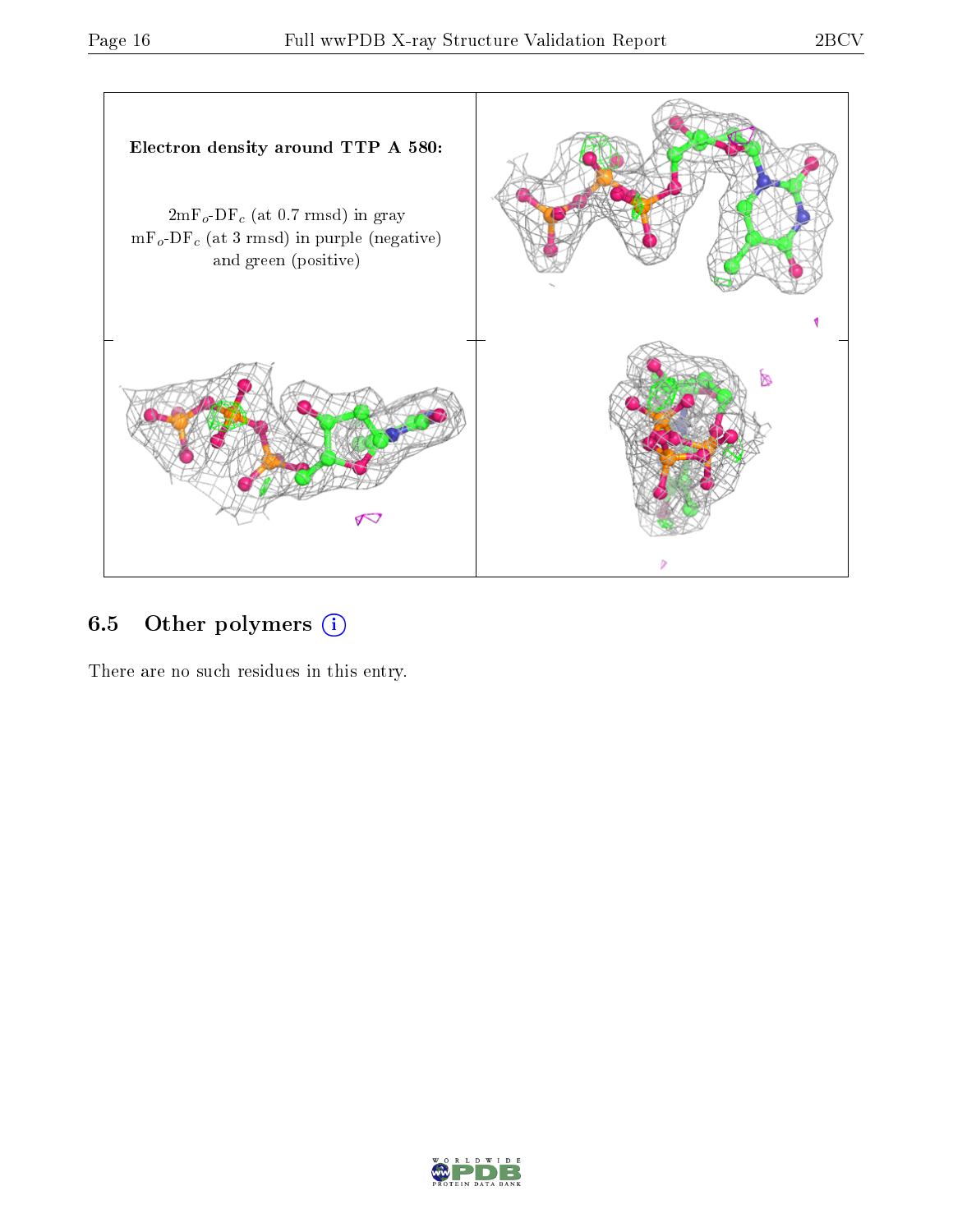**Electron density around TTP A 580:**

$2mF_o$-$DF_c$ (at 0.7 rmsd) in gray
$mF_o$-$DF_c$ (at 3 rmsd) in purple (negative)
and green (positive)

## 6.5 Other polymers

There are no such residues in this entry.